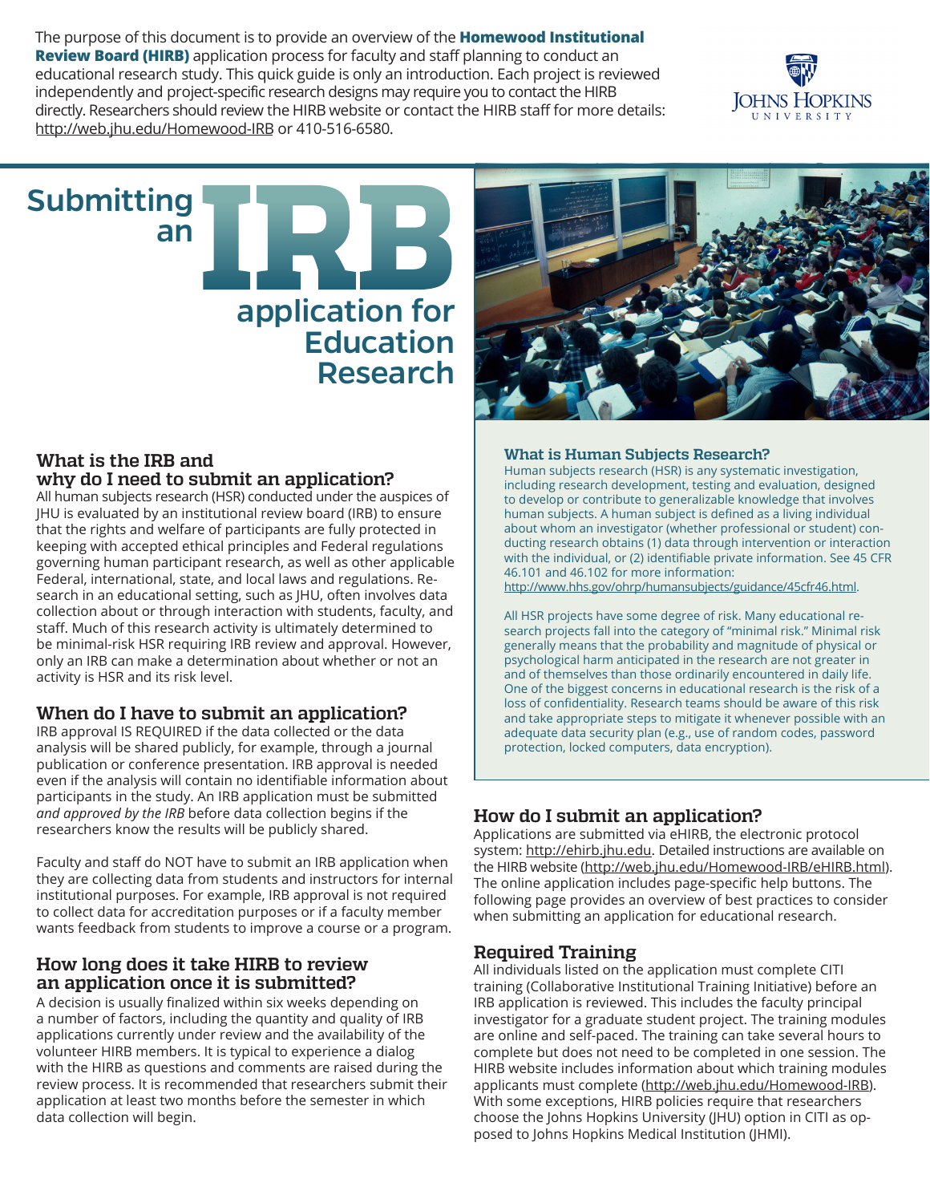The purpose of this document is to provide an overview of the **Homewood Institutional Review Board (HIRB)** application process for faculty and staff planning to conduct an educational research study. This quick guide is only an introduction. Each project is reviewed independently and project-specific research designs may require you to contact the HIRB directly. Researchers should review the HIRB website or contact the HIRB staff for more details: http://web.jhu.edu/Homewood-IRB or 410-516-6580.

# Submitting an IRB application for Education Research

## What is the IRB and why do I need to submit an application?

All human subjects research (HSR) conducted under the auspices of JHU is evaluated by an institutional review board (IRB) to ensure that the rights and welfare of participants are fully protected in keeping with accepted ethical principles and Federal regulations governing human participant research, as well as other applicable Federal, international, state, and local laws and regulations. Research in an educational setting, such as JHU, often involves data collection about or through interaction with students, faculty, and staff. Much of this research activity is ultimately determined to be minimal-risk HSR requiring IRB review and approval. However, only an IRB can make a determination about whether or not an activity is HSR and its risk level.

## When do I have to submit an application?

IRB approval IS REQUIRED if the data collected or the data analysis will be shared publicly, for example, through a journal publication or conference presentation. IRB approval is needed even if the analysis will contain no identifiable information about participants in the study. An IRB application must be submitted *and approved by the IRB* before data collection begins if the researchers know the results will be publicly shared.

Faculty and staff do NOT have to submit an IRB application when they are collecting data from students and instructors for internal institutional purposes. For example, IRB approval is not required to collect data for accreditation purposes or if a faculty member wants feedback from students to improve a course or a program.

## How long does it take HIRB to review an application once it is submitted?

A decision is usually finalized within six weeks depending on a number of factors, including the quantity and quality of IRB applications currently under review and the availability of the volunteer HIRB members. It is typical to experience a dialog with the HIRB as questions and comments are raised during the review process. It is recommended that researchers submit their application at least two months before the semester in which data collection will begin.

### What is Human Subjects Research?

Human subjects research (HSR) is any systematic investigation, including research development, testing and evaluation, designed to develop or contribute to generalizable knowledge that involves human subjects. A human subject is defined as a living individual about whom an investigator (whether professional or student) conducting research obtains (1) data through intervention or interaction with the individual, or (2) identifiable private information. See 45 CFR 46.101 and 46.102 for more information: http://www.hhs.gov/ohrp/humansubjects/guidance/45cfr46.html.

All HSR projects have some degree of risk. Many educational research projects fall into the category of "minimal risk." Minimal risk generally means that the probability and magnitude of physical or psychological harm anticipated in the research are not greater in and of themselves than those ordinarily encountered in daily life. One of the biggest concerns in educational research is the risk of a loss of confidentiality. Research teams should be aware of this risk and take appropriate steps to mitigate it whenever possible with an adequate data security plan (e.g., use of random codes, password protection, locked computers, data encryption).

## How do I submit an application?

Applications are submitted via eHIRB, the electronic protocol system: http://ehirb.jhu.edu. Detailed instructions are available on the HIRB website (http://web.jhu.edu/Homewood-IRB/eHIRB.html). The online application includes page-specific help buttons. The following page provides an overview of best practices to consider when submitting an application for educational research.

## Required Training

All individuals listed on the application must complete CITI training (Collaborative Institutional Training Initiative) before an IRB application is reviewed. This includes the faculty principal investigator for a graduate student project. The training modules are online and self-paced. The training can take several hours to complete but does not need to be completed in one session. The HIRB website includes information about which training modules applicants must complete (http://web.jhu.edu/Homewood-IRB). With some exceptions, HIRB policies require that researchers choose the Johns Hopkins University (JHU) option in CITI as opposed to Johns Hopkins Medical Institution (JHMI).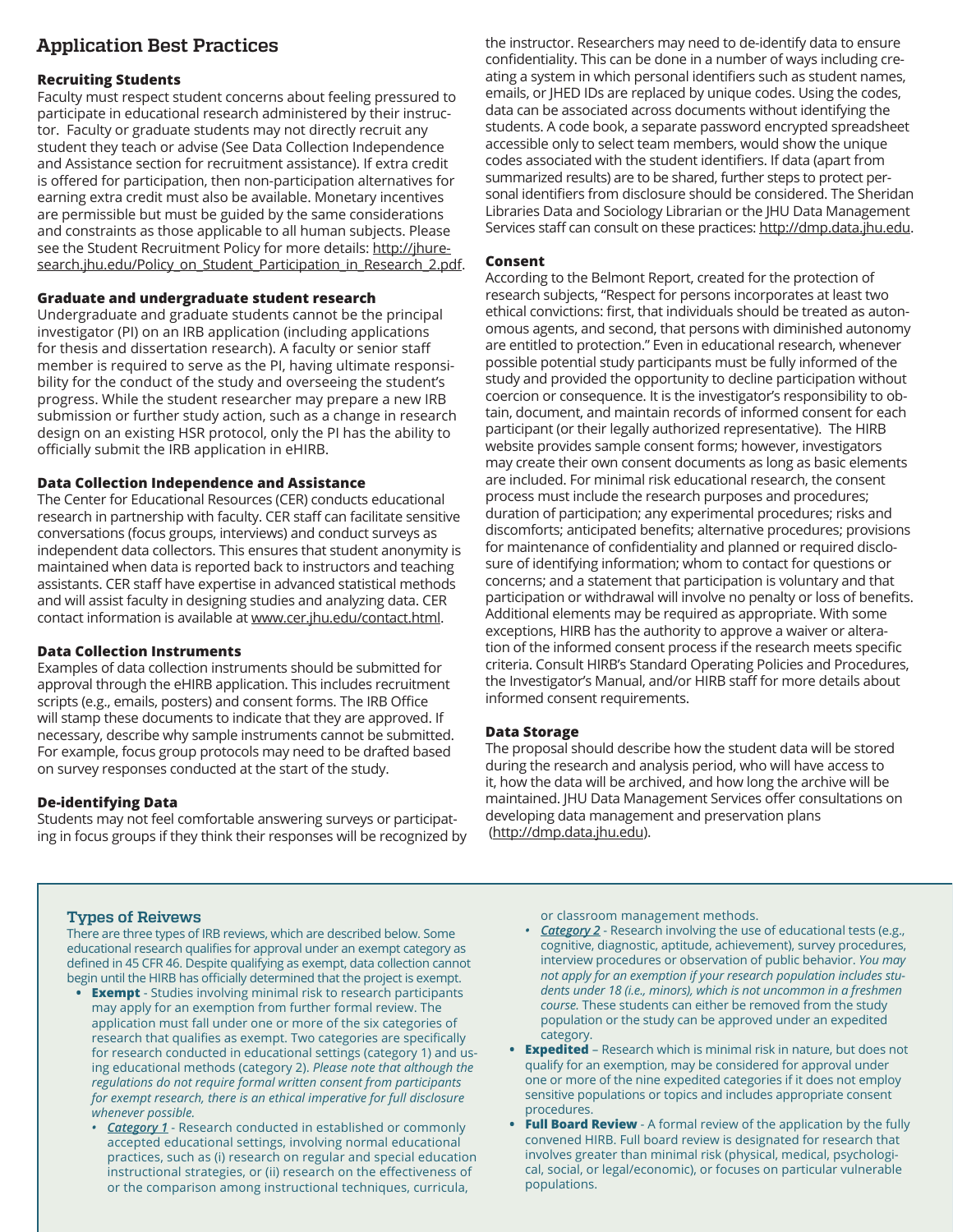## Application Best Practices

### Recruiting Students

Faculty must respect student concerns about feeling pressured to participate in educational research administered by their instructor. Faculty or graduate students may not directly recruit any student they teach or advise (See Data Collection Independence and Assistance section for recruitment assistance). If extra credit is offered for participation, then non-participation alternatives for earning extra credit must also be available. Monetary incentives are permissible but must be guided by the same considerations and constraints as those applicable to all human subjects. Please see the Student Recruitment Policy for more details: http://jhuresearch.jhu.edu/Policy_on_Student_Participation_in_Research_2.pdf.

### Graduate and undergraduate student research

Undergraduate and graduate students cannot be the principal investigator (PI) on an IRB application (including applications for thesis and dissertation research). A faculty or senior staff member is required to serve as the PI, having ultimate responsibility for the conduct of the study and overseeing the student's progress. While the student researcher may prepare a new IRB submission or further study action, such as a change in research design on an existing HSR protocol, only the PI has the ability to officially submit the IRB application in eHIRB.

### Data Collection Independence and Assistance

The Center for Educational Resources (CER) conducts educational research in partnership with faculty. CER staff can facilitate sensitive conversations (focus groups, interviews) and conduct surveys as independent data collectors. This ensures that student anonymity is maintained when data is reported back to instructors and teaching assistants. CER staff have expertise in advanced statistical methods and will assist faculty in designing studies and analyzing data. CER contact information is available at www.cer.jhu.edu/contact.html.

### Data Collection Instruments

Examples of data collection instruments should be submitted for approval through the eHIRB application. This includes recruitment scripts (e.g., emails, posters) and consent forms. The IRB Office will stamp these documents to indicate that they are approved. If necessary, describe why sample instruments cannot be submitted. For example, focus group protocols may need to be drafted based on survey responses conducted at the start of the study.

### De-identifying Data

Students may not feel comfortable answering surveys or participating in focus groups if they think their responses will be recognized by the instructor. Researchers may need to de-identify data to ensure confidentiality. This can be done in a number of ways including creating a system in which personal identifiers such as student names, emails, or JHED IDs are replaced by unique codes. Using the codes, data can be associated across documents without identifying the students. A code book, a separate password encrypted spreadsheet accessible only to select team members, would show the unique codes associated with the student identifiers. If data (apart from summarized results) are to be shared, further steps to protect personal identifiers from disclosure should be considered. The Sheridan Libraries Data and Sociology Librarian or the JHU Data Management Services staff can consult on these practices: http://dmp.data.jhu.edu.

### Consent

According to the Belmont Report, created for the protection of research subjects, "Respect for persons incorporates at least two ethical convictions: first, that individuals should be treated as autonomous agents, and second, that persons with diminished autonomy are entitled to protection." Even in educational research, whenever possible potential study participants must be fully informed of the study and provided the opportunity to decline participation without coercion or consequence. It is the investigator's responsibility to obtain, document, and maintain records of informed consent for each participant (or their legally authorized representative). The HIRB website provides sample consent forms; however, investigators may create their own consent documents as long as basic elements are included. For minimal risk educational research, the consent process must include the research purposes and procedures; duration of participation; any experimental procedures; risks and discomforts; anticipated benefits; alternative procedures; provisions for maintenance of confidentiality and planned or required disclosure of identifying information; whom to contact for questions or concerns; and a statement that participation is voluntary and that participation or withdrawal will involve no penalty or loss of benefits. Additional elements may be required as appropriate. With some exceptions, HIRB has the authority to approve a waiver or alteration of the informed consent process if the research meets specific criteria. Consult HIRB's Standard Operating Policies and Procedures, the Investigator's Manual, and/or HIRB staff for more details about informed consent requirements.

### Data Storage

The proposal should describe how the student data will be stored during the research and analysis period, who will have access to it, how the data will be archived, and how long the archive will be maintained. JHU Data Management Services offer consultations on developing data management and preservation plans (http://dmp.data.jhu.edu).

### Types of Reivews

There are three types of IRB reviews, which are described below. Some educational research qualifies for approval under an exempt category as defined in 45 CFR 46. Despite qualifying as exempt, data collection cannot begin until the HIRB has officially determined that the project is exempt.

- **Exempt** - Studies involving minimal risk to research participants may apply for an exemption from further formal review. The application must fall under one or more of the six categories of research that qualifies as exempt. Two categories are specifically for research conducted in educational settings (category 1) and using educational methods (category 2). *Please note that although the regulations do not require formal written consent from participants for exempt research, there is an ethical imperative for full disclosure whenever possible.*
  - ***Category 1*** - Research conducted in established or commonly accepted educational settings, involving normal educational practices, such as (i) research on regular and special education instructional strategies, or (ii) research on the effectiveness of or the comparison among instructional techniques, curricula, or classroom management methods.
  - ***Category 2*** - Research involving the use of educational tests (e.g., cognitive, diagnostic, aptitude, achievement), survey procedures, interview procedures or observation of public behavior. *You may not apply for an exemption if your research population includes students under 18 (i.e., minors), which is not uncommon in a freshmen course.* These students can either be removed from the study population or the study can be approved under an expedited category.
- **Expedited** – Research which is minimal risk in nature, but does not qualify for an exemption, may be considered for approval under one or more of the nine expedited categories if it does not employ sensitive populations or topics and includes appropriate consent procedures.
- **Full Board Review** - A formal review of the application by the fully convened HIRB. Full board review is designated for research that involves greater than minimal risk (physical, medical, psychological, social, or legal/economic), or focuses on particular vulnerable populations.